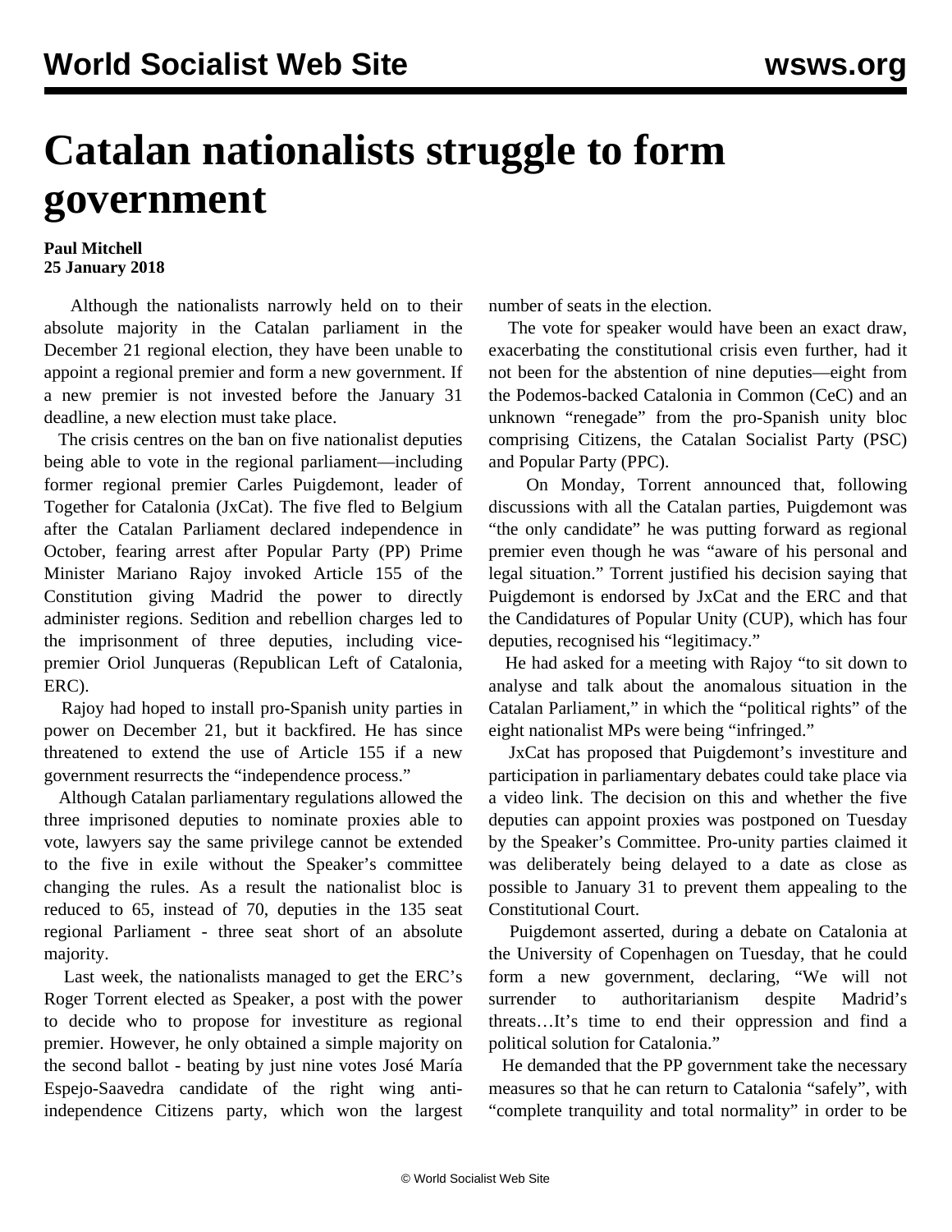# Catalan nationalists struggle to form government

**Paul Mitchell**
**25 January 2018**

Although the nationalists narrowly held on to their absolute majority in the Catalan parliament in the December 21 regional election, they have been unable to appoint a regional premier and form a new government. If a new premier is not invested before the January 31 deadline, a new election must take place.

The crisis centres on the ban on five nationalist deputies being able to vote in the regional parliament—including former regional premier Carles Puigdemont, leader of Together for Catalonia (JxCat). The five fled to Belgium after the Catalan Parliament declared independence in October, fearing arrest after Popular Party (PP) Prime Minister Mariano Rajoy invoked Article 155 of the Constitution giving Madrid the power to directly administer regions. Sedition and rebellion charges led to the imprisonment of three deputies, including vice-premier Oriol Junqueras (Republican Left of Catalonia, ERC).

Rajoy had hoped to install pro-Spanish unity parties in power on December 21, but it backfired. He has since threatened to extend the use of Article 155 if a new government resurrects the "independence process."

Although Catalan parliamentary regulations allowed the three imprisoned deputies to nominate proxies able to vote, lawyers say the same privilege cannot be extended to the five in exile without the Speaker's committee changing the rules. As a result the nationalist bloc is reduced to 65, instead of 70, deputies in the 135 seat regional Parliament - three seat short of an absolute majority.

Last week, the nationalists managed to get the ERC's Roger Torrent elected as Speaker, a post with the power to decide who to propose for investiture as regional premier. However, he only obtained a simple majority on the second ballot - beating by just nine votes José María Espejo-Saavedra candidate of the right wing anti-independence Citizens party, which won the largest number of seats in the election.

The vote for speaker would have been an exact draw, exacerbating the constitutional crisis even further, had it not been for the abstention of nine deputies—eight from the Podemos-backed Catalonia in Common (CeC) and an unknown "renegade" from the pro-Spanish unity bloc comprising Citizens, the Catalan Socialist Party (PSC) and Popular Party (PPC).

On Monday, Torrent announced that, following discussions with all the Catalan parties, Puigdemont was "the only candidate" he was putting forward as regional premier even though he was "aware of his personal and legal situation." Torrent justified his decision saying that Puigdemont is endorsed by JxCat and the ERC and that the Candidatures of Popular Unity (CUP), which has four deputies, recognised his "legitimacy."

He had asked for a meeting with Rajoy "to sit down to analyse and talk about the anomalous situation in the Catalan Parliament," in which the "political rights" of the eight nationalist MPs were being "infringed."

JxCat has proposed that Puigdemont's investiture and participation in parliamentary debates could take place via a video link. The decision on this and whether the five deputies can appoint proxies was postponed on Tuesday by the Speaker's Committee. Pro-unity parties claimed it was deliberately being delayed to a date as close as possible to January 31 to prevent them appealing to the Constitutional Court.

Puigdemont asserted, during a debate on Catalonia at the University of Copenhagen on Tuesday, that he could form a new government, declaring, "We will not surrender to authoritarianism despite Madrid's threats…It's time to end their oppression and find a political solution for Catalonia."

He demanded that the PP government take the necessary measures so that he can return to Catalonia "safely", with "complete tranquility and total normality" in order to be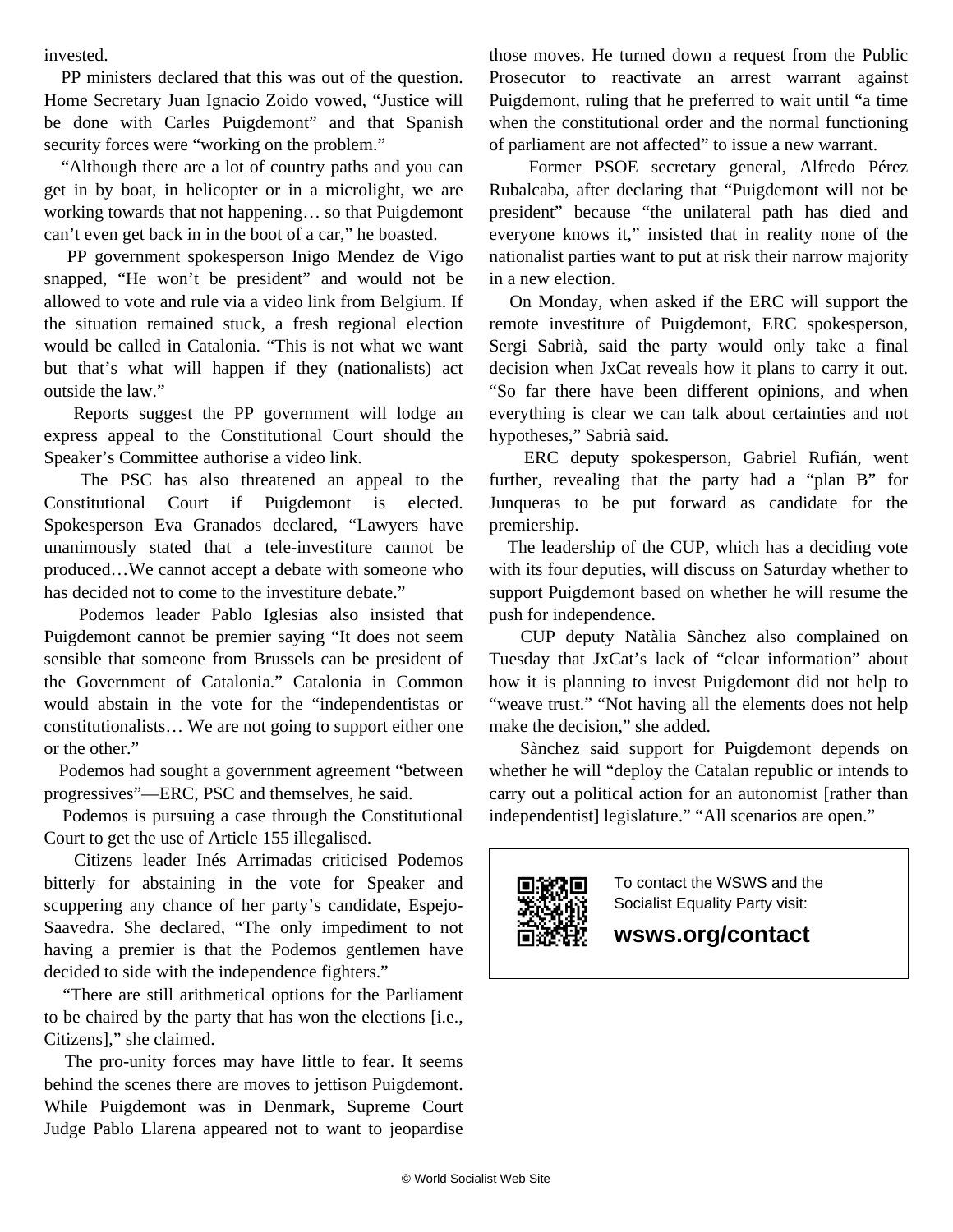invested.

PP ministers declared that this was out of the question. Home Secretary Juan Ignacio Zoido vowed, “Justice will be done with Carles Puigdemont” and that Spanish security forces were “working on the problem.”

“Although there are a lot of country paths and you can get in by boat, in helicopter or in a microlight, we are working towards that not happening… so that Puigdemont can’t even get back in in the boot of a car,” he boasted.

PP government spokesperson Inigo Mendez de Vigo snapped, “He won’t be president” and would not be allowed to vote and rule via a video link from Belgium. If the situation remained stuck, a fresh regional election would be called in Catalonia. “This is not what we want but that’s what will happen if they (nationalists) act outside the law.”

Reports suggest the PP government will lodge an express appeal to the Constitutional Court should the Speaker’s Committee authorise a video link.

The PSC has also threatened an appeal to the Constitutional Court if Puigdemont is elected. Spokesperson Eva Granados declared, “Lawyers have unanimously stated that a tele-investiture cannot be produced…We cannot accept a debate with someone who has decided not to come to the investiture debate.”

Podemos leader Pablo Iglesias also insisted that Puigdemont cannot be premier saying “It does not seem sensible that someone from Brussels can be president of the Government of Catalonia.” Catalonia in Common would abstain in the vote for the “independentistas or constitutionalists… We are not going to support either one or the other.”

Podemos had sought a government agreement “between progressives”—ERC, PSC and themselves, he said.

Podemos is pursuing a case through the Constitutional Court to get the use of Article 155 illegalised.

Citizens leader Inés Arrimadas criticised Podemos bitterly for abstaining in the vote for Speaker and scuppering any chance of her party’s candidate, Espejo-Saavedra. She declared, “The only impediment to not having a premier is that the Podemos gentlemen have decided to side with the independence fighters.”

“There are still arithmetical options for the Parliament to be chaired by the party that has won the elections [i.e., Citizens],” she claimed.

The pro-unity forces may have little to fear. It seems behind the scenes there are moves to jettison Puigdemont. While Puigdemont was in Denmark, Supreme Court Judge Pablo Llarena appeared not to want to jeopardise those moves. He turned down a request from the Public Prosecutor to reactivate an arrest warrant against Puigdemont, ruling that he preferred to wait until “a time when the constitutional order and the normal functioning of parliament are not affected” to issue a new warrant.

Former PSOE secretary general, Alfredo Pérez Rubalcaba, after declaring that “Puigdemont will not be president” because “the unilateral path has died and everyone knows it,” insisted that in reality none of the nationalist parties want to put at risk their narrow majority in a new election.

On Monday, when asked if the ERC will support the remote investiture of Puigdemont, ERC spokesperson, Sergi Sabrià, said the party would only take a final decision when JxCat reveals how it plans to carry it out. “So far there have been different opinions, and when everything is clear we can talk about certainties and not hypotheses,” Sabrià said.

ERC deputy spokesperson, Gabriel Rufián, went further, revealing that the party had a “plan B” for Junqueras to be put forward as candidate for the premiership.

The leadership of the CUP, which has a deciding vote with its four deputies, will discuss on Saturday whether to support Puigdemont based on whether he will resume the push for independence.

CUP deputy Natàlia Sànchez also complained on Tuesday that JxCat’s lack of “clear information” about how it is planning to invest Puigdemont did not help to “weave trust.” “Not having all the elements does not help make the decision,” she added.

Sànchez said support for Puigdemont depends on whether he will “deploy the Catalan republic or intends to carry out a political action for an autonomist [rather than independentist] legislature.” “All scenarios are open.”

To contact the WSWS and the Socialist Equality Party visit:

**wsws.org/contact**